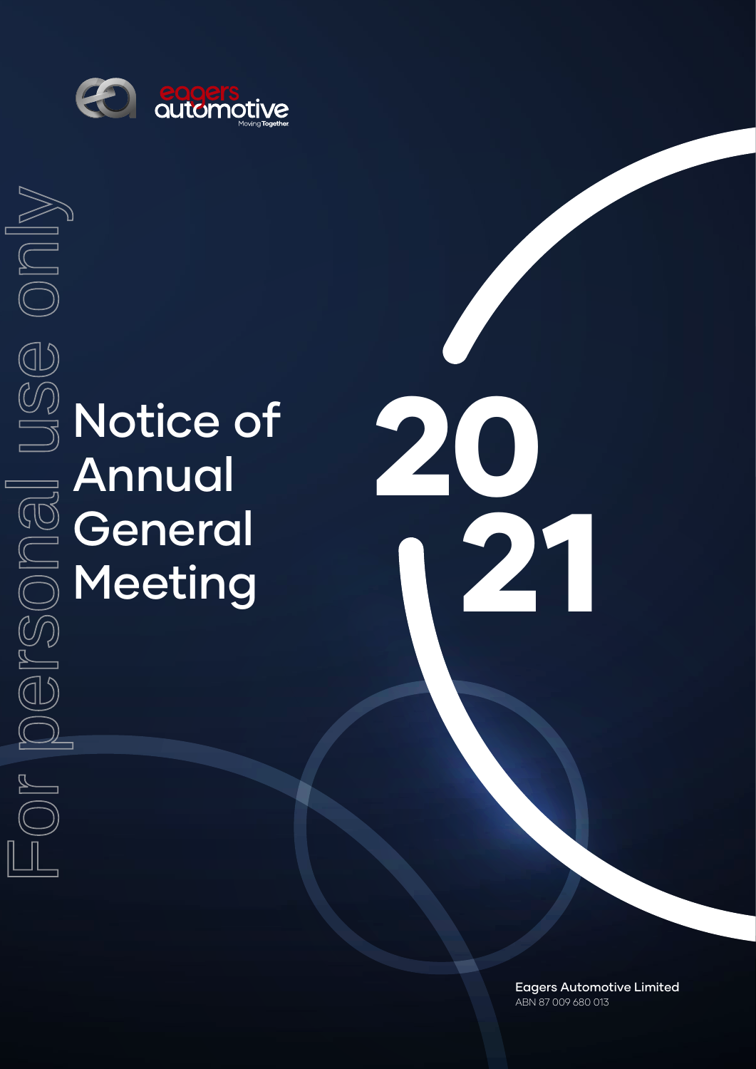eagers automotive

Moving Together

# Notice of Annual General Meeting

# 2021

**Eagers Automotive Limited**
ABN 87 009 680 013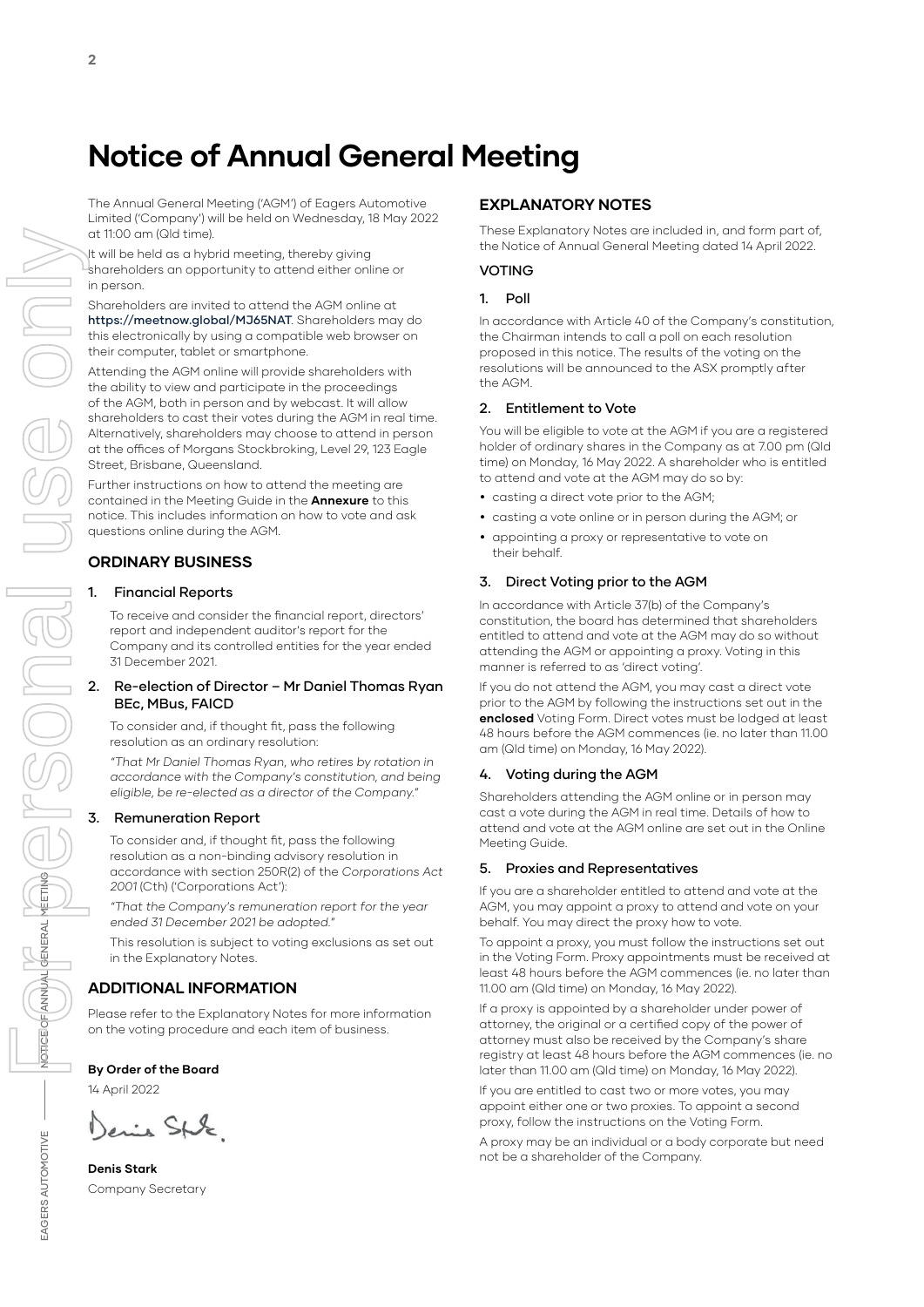# Notice of Annual General Meeting

The Annual General Meeting ('AGM') of Eagers Automotive Limited ('Company') will be held on Wednesday, 18 May 2022 at 11:00 am (Qld time).

It will be held as a hybrid meeting, thereby giving shareholders an opportunity to attend either online or in person.

Shareholders are invited to attend the AGM online at **https://meetnow.global/MJ65NAT**. Shareholders may do this electronically by using a compatible web browser on their computer, tablet or smartphone.

Attending the AGM online will provide shareholders with the ability to view and participate in the proceedings of the AGM, both in person and by webcast. It will allow shareholders to cast their votes during the AGM in real time. Alternatively, shareholders may choose to attend in person at the offices of Morgans Stockbroking, Level 29, 123 Eagle Street, Brisbane, Queensland.

Further instructions on how to attend the meeting are contained in the Meeting Guide in the **Annexure** to this notice. This includes information on how to vote and ask questions online during the AGM.

## ORDINARY BUSINESS

### 1. Financial Reports

To receive and consider the financial report, directors' report and independent auditor's report for the Company and its controlled entities for the year ended 31 December 2021.

### 2. Re-election of Director – Mr Daniel Thomas Ryan BEc, MBus, FAICD

To consider and, if thought fit, pass the following resolution as an ordinary resolution:

*"That Mr Daniel Thomas Ryan, who retires by rotation in accordance with the Company's constitution, and being eligible, be re-elected as a director of the Company."*

### 3. Remuneration Report

To consider and, if thought fit, pass the following resolution as a non-binding advisory resolution in accordance with section 250R(2) of the *Corporations Act 2001* (Cth) ('Corporations Act'):

*"That the Company's remuneration report for the year ended 31 December 2021 be adopted."*

This resolution is subject to voting exclusions as set out in the Explanatory Notes.

## ADDITIONAL INFORMATION

Please refer to the Explanatory Notes for more information on the voting procedure and each item of business.

**By Order of the Board**

14 April 2022

**Denis Stark**

Company Secretary

## EXPLANATORY NOTES

These Explanatory Notes are included in, and form part of, the Notice of Annual General Meeting dated 14 April 2022.

### VOTING

### 1. Poll

In accordance with Article 40 of the Company's constitution, the Chairman intends to call a poll on each resolution proposed in this notice. The results of the voting on the resolutions will be announced to the ASX promptly after the AGM.

### 2. Entitlement to Vote

You will be eligible to vote at the AGM if you are a registered holder of ordinary shares in the Company as at 7.00 pm (Qld time) on Monday, 16 May 2022. A shareholder who is entitled to attend and vote at the AGM may do so by:

- casting a direct vote prior to the AGM;
- casting a vote online or in person during the AGM; or
- appointing a proxy or representative to vote on their behalf.

### 3. Direct Voting prior to the AGM

In accordance with Article 37(b) of the Company's constitution, the board has determined that shareholders entitled to attend and vote at the AGM may do so without attending the AGM or appointing a proxy. Voting in this manner is referred to as 'direct voting'.

If you do not attend the AGM, you may cast a direct vote prior to the AGM by following the instructions set out in the **enclosed** Voting Form. Direct votes must be lodged at least 48 hours before the AGM commences (ie. no later than 11.00 am (Qld time) on Monday, 16 May 2022).

### 4. Voting during the AGM

Shareholders attending the AGM online or in person may cast a vote during the AGM in real time. Details of how to attend and vote at the AGM online are set out in the Online Meeting Guide.

### 5. Proxies and Representatives

If you are a shareholder entitled to attend and vote at the AGM, you may appoint a proxy to attend and vote on your behalf. You may direct the proxy how to vote.

To appoint a proxy, you must follow the instructions set out in the Voting Form. Proxy appointments must be received at least 48 hours before the AGM commences (ie. no later than 11.00 am (Qld time) on Monday, 16 May 2022).

If a proxy is appointed by a shareholder under power of attorney, the original or a certified copy of the power of attorney must also be received by the Company's share registry at least 48 hours before the AGM commences (ie. no later than 11.00 am (Qld time) on Monday, 16 May 2022).

If you are entitled to cast two or more votes, you may appoint either one or two proxies. To appoint a second proxy, follow the instructions on the Voting Form.

A proxy may be an individual or a body corporate but need not be a shareholder of the Company.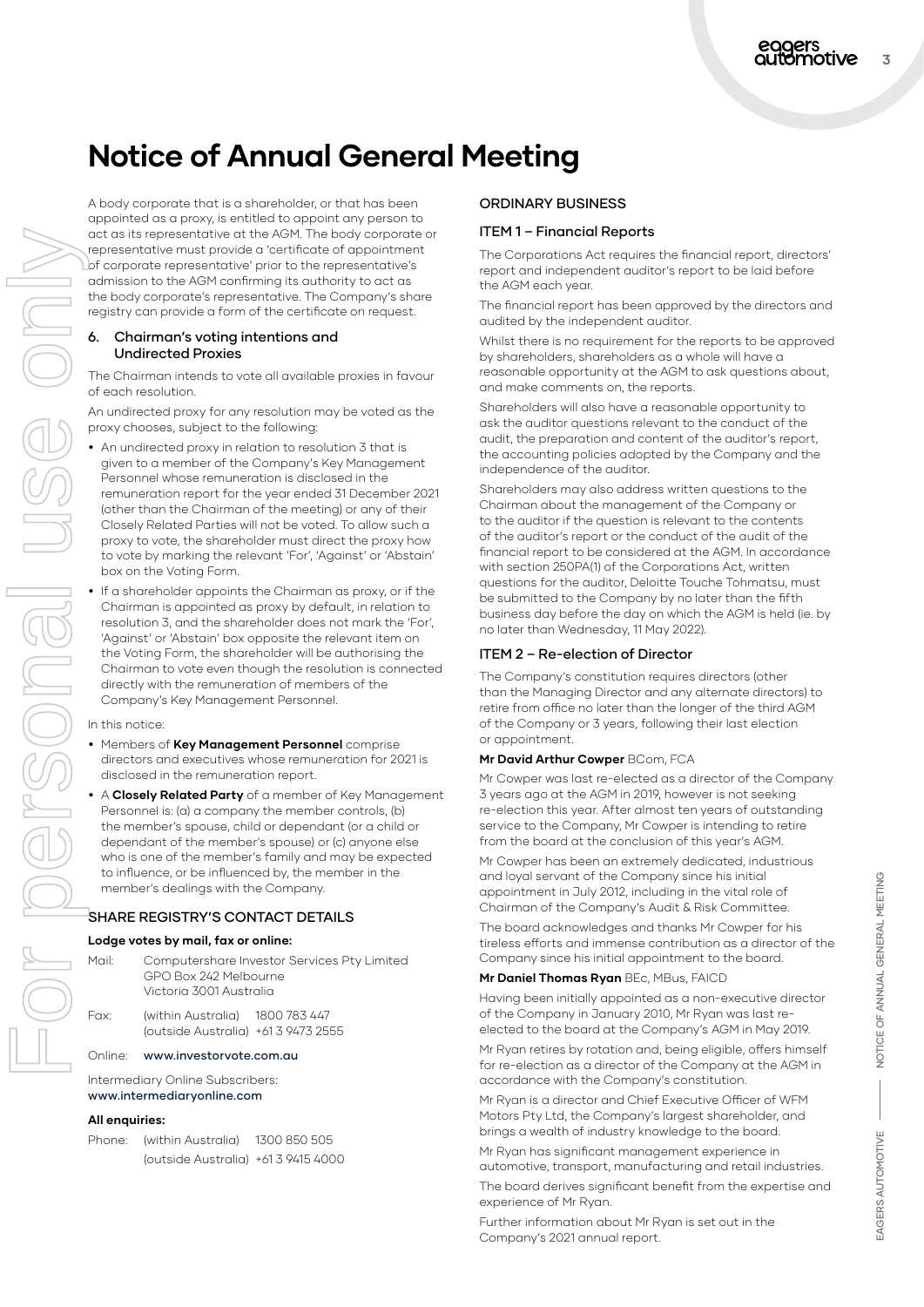# Notice of Annual General Meeting

A body corporate that is a shareholder, or that has been appointed as a proxy, is entitled to appoint any person to act as its representative at the AGM. The body corporate or representative must provide a 'certificate of appointment of corporate representative' prior to the representative's admission to the AGM confirming its authority to act as the body corporate's representative. The Company's share registry can provide a form of the certificate on request.

### 6. Chairman's voting intentions and Undirected Proxies

The Chairman intends to vote all available proxies in favour of each resolution.

An undirected proxy for any resolution may be voted as the proxy chooses, subject to the following:

- An undirected proxy in relation to resolution 3 that is given to a member of the Company's Key Management Personnel whose remuneration is disclosed in the remuneration report for the year ended 31 December 2021 (other than the Chairman of the meeting) or any of their Closely Related Parties will not be voted. To allow such a proxy to vote, the shareholder must direct the proxy how to vote by marking the relevant 'For', 'Against' or 'Abstain' box on the Voting Form.
- If a shareholder appoints the Chairman as proxy, or if the Chairman is appointed as proxy by default, in relation to resolution 3, and the shareholder does not mark the 'For', 'Against' or 'Abstain' box opposite the relevant item on the Voting Form, the shareholder will be authorising the Chairman to vote even though the resolution is connected directly with the remuneration of members of the Company's Key Management Personnel.

In this notice:

- Members of **Key Management Personnel** comprise directors and executives whose remuneration for 2021 is disclosed in the remuneration report.
- A **Closely Related Party** of a member of Key Management Personnel is: (a) a company the member controls, (b) the member's spouse, child or dependant (or a child or dependant of the member's spouse) or (c) anyone else who is one of the member's family and may be expected to influence, or be influenced by, the member in the member's dealings with the Company.

## SHARE REGISTRY'S CONTACT DETAILS

**Lodge votes by mail, fax or online:**

Mail: Computershare Investor Services Pty Limited
GPO Box 242 Melbourne
Victoria 3001 Australia

Fax: (within Australia) 1800 783 447
(outside Australia) +61 3 9473 2555

Online: **www.investorvote.com.au**

Intermediary Online Subscribers:
**www.intermediaryonline.com**

**All enquiries:**

Phone: (within Australia) 1300 850 505
(outside Australia) +61 3 9415 4000

## ORDINARY BUSINESS

### ITEM 1 – Financial Reports

The Corporations Act requires the financial report, directors' report and independent auditor's report to be laid before the AGM each year.

The financial report has been approved by the directors and audited by the independent auditor.

Whilst there is no requirement for the reports to be approved by shareholders, shareholders as a whole will have a reasonable opportunity at the AGM to ask questions about, and make comments on, the reports.

Shareholders will also have a reasonable opportunity to ask the auditor questions relevant to the conduct of the audit, the preparation and content of the auditor's report, the accounting policies adopted by the Company and the independence of the auditor.

Shareholders may also address written questions to the Chairman about the management of the Company or to the auditor if the question is relevant to the contents of the auditor's report or the conduct of the audit of the financial report to be considered at the AGM. In accordance with section 250PA(1) of the Corporations Act, written questions for the auditor, Deloitte Touche Tohmatsu, must be submitted to the Company by no later than the fifth business day before the day on which the AGM is held (ie. by no later than Wednesday, 11 May 2022).

### ITEM 2 – Re-election of Director

The Company's constitution requires directors (other than the Managing Director and any alternate directors) to retire from office no later than the longer of the third AGM of the Company or 3 years, following their last election or appointment.

**Mr David Arthur Cowper** BCom, FCA

Mr Cowper was last re-elected as a director of the Company 3 years ago at the AGM in 2019, however is not seeking re-election this year. After almost ten years of outstanding service to the Company, Mr Cowper is intending to retire from the board at the conclusion of this year's AGM.

Mr Cowper has been an extremely dedicated, industrious and loyal servant of the Company since his initial appointment in July 2012, including in the vital role of Chairman of the Company's Audit & Risk Committee.

The board acknowledges and thanks Mr Cowper for his tireless efforts and immense contribution as a director of the Company since his initial appointment to the board.

**Mr Daniel Thomas Ryan** BEc, MBus, FAICD

Having been initially appointed as a non-executive director of the Company in January 2010, Mr Ryan was last re-elected to the board at the Company's AGM in May 2019.

Mr Ryan retires by rotation and, being eligible, offers himself for re-election as a director of the Company at the AGM in accordance with the Company's constitution.

Mr Ryan is a director and Chief Executive Officer of WFM Motors Pty Ltd, the Company's largest shareholder, and brings a wealth of industry knowledge to the board.

Mr Ryan has significant management experience in automotive, transport, manufacturing and retail industries.

The board derives significant benefit from the expertise and experience of Mr Ryan.

Further information about Mr Ryan is set out in the Company's 2021 annual report.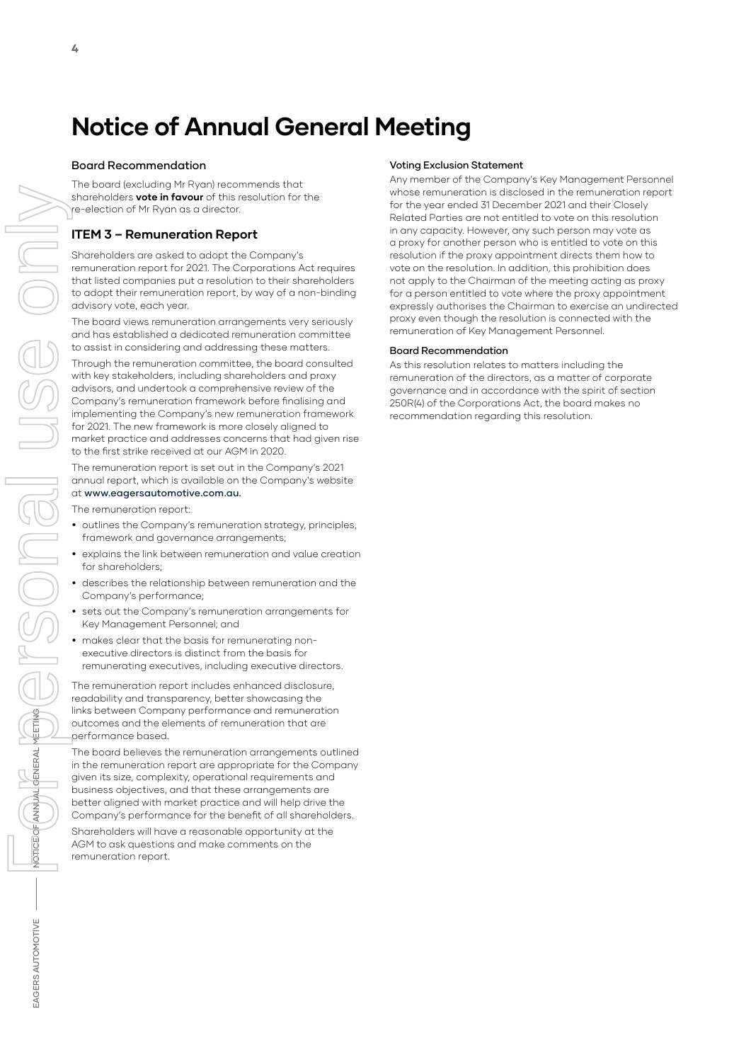# Notice of Annual General Meeting

### Board Recommendation

The board (excluding Mr Ryan) recommends that shareholders **vote in favour** of this resolution for the re-election of Mr Ryan as a director.

## ITEM 3 – Remuneration Report

Shareholders are asked to adopt the Company's remuneration report for 2021. The Corporations Act requires that listed companies put a resolution to their shareholders to adopt their remuneration report, by way of a non-binding advisory vote, each year.

The board views remuneration arrangements very seriously and has established a dedicated remuneration committee to assist in considering and addressing these matters.

Through the remuneration committee, the board consulted with key stakeholders, including shareholders and proxy advisors, and undertook a comprehensive review of the Company's remuneration framework before finalising and implementing the Company's new remuneration framework for 2021. The new framework is more closely aligned to market practice and addresses concerns that had given rise to the first strike received at our AGM in 2020.

The remuneration report is set out in the Company's 2021 annual report, which is available on the Company's website at **www.eagersautomotive.com.au.**

The remuneration report:

- outlines the Company's remuneration strategy, principles, framework and governance arrangements;
- explains the link between remuneration and value creation for shareholders;
- describes the relationship between remuneration and the Company's performance;
- sets out the Company's remuneration arrangements for Key Management Personnel; and
- makes clear that the basis for remunerating non-executive directors is distinct from the basis for remunerating executives, including executive directors.

The remuneration report includes enhanced disclosure, readability and transparency, better showcasing the links between Company performance and remuneration outcomes and the elements of remuneration that are performance based.

The board believes the remuneration arrangements outlined in the remuneration report are appropriate for the Company given its size, complexity, operational requirements and business objectives, and that these arrangements are better aligned with market practice and will help drive the Company's performance for the benefit of all shareholders.

Shareholders will have a reasonable opportunity at the AGM to ask questions and make comments on the remuneration report.

### Voting Exclusion Statement

Any member of the Company's Key Management Personnel whose remuneration is disclosed in the remuneration report for the year ended 31 December 2021 and their Closely Related Parties are not entitled to vote on this resolution in any capacity. However, any such person may vote as a proxy for another person who is entitled to vote on this resolution if the proxy appointment directs them how to vote on the resolution. In addition, this prohibition does not apply to the Chairman of the meeting acting as proxy for a person entitled to vote where the proxy appointment expressly authorises the Chairman to exercise an undirected proxy even though the resolution is connected with the remuneration of Key Management Personnel.

### Board Recommendation

As this resolution relates to matters including the remuneration of the directors, as a matter of corporate governance and in accordance with the spirit of section 250R(4) of the Corporations Act, the board makes no recommendation regarding this resolution.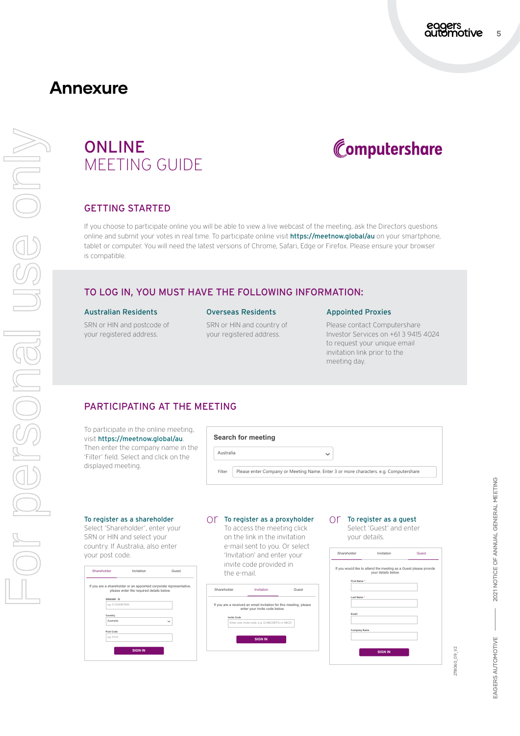# Annexure

## ONLINE MEETING GUIDE

Computershare

### GETTING STARTED

If you choose to participate online you will be able to view a live webcast of the meeting, ask the Directors questions online and submit your votes in real time. To participate online visit https://meetnow.global/au on your smartphone, tablet or computer. You will need the latest versions of Chrome, Safari, Edge or Firefox. Please ensure your browser is compatible.

### TO LOG IN, YOU MUST HAVE THE FOLLOWING INFORMATION:

**Australian Residents**

SRN or HIN and postcode of your registered address.

**Overseas Residents**

SRN or HIN and country of your registered address.

**Appointed Proxies**

Please contact Computershare Investor Services on +61 3 9415 4024 to request your unique email invitation link prior to the meeting day.

### PARTICIPATING AT THE MEETING

To participate in the online meeting, visit https://meetnow.global/au. Then enter the company name in the 'Filter' field. Select and click on the displayed meeting.

Search for meeting

Australia

Filter: Please enter Company or Meeting Name. Enter 3 or more characters. e.g. Computershare

**To register as a shareholder**

Select 'Shareholder', enter your SRN or HIN and select your country. If Australia, also enter your post code.

Shareholder | Invitation | Guest

If you are a shareholder or an appointed corporate representative, please enter the required details below.

SRN/HIN: eg. X1234567890

Country: Australia

Post Code: eg. 0123

SIGN IN

or **To register as a proxyholder**

To access the meeting click on the link in the invitation e-mail sent to you. Or select 'Invitation' and enter your invite code provided in the e-mail.

Shareholder | Invitation | Guest

If you are a received an email invitation for this meeting, please enter your invite code below.

Invite Code: Enter your invite code, e.g. G-ABCDEFG or ABCD

SIGN IN

or **To register as a guest**

Select 'Guest' and enter your details.

Shareholder | Invitation | Guest

If you would like to attend the meeting as a Guest please provide your details below.

First Name *

Last Name *

Email

Company Name

SIGN IN

For personal use only

278060_09_V2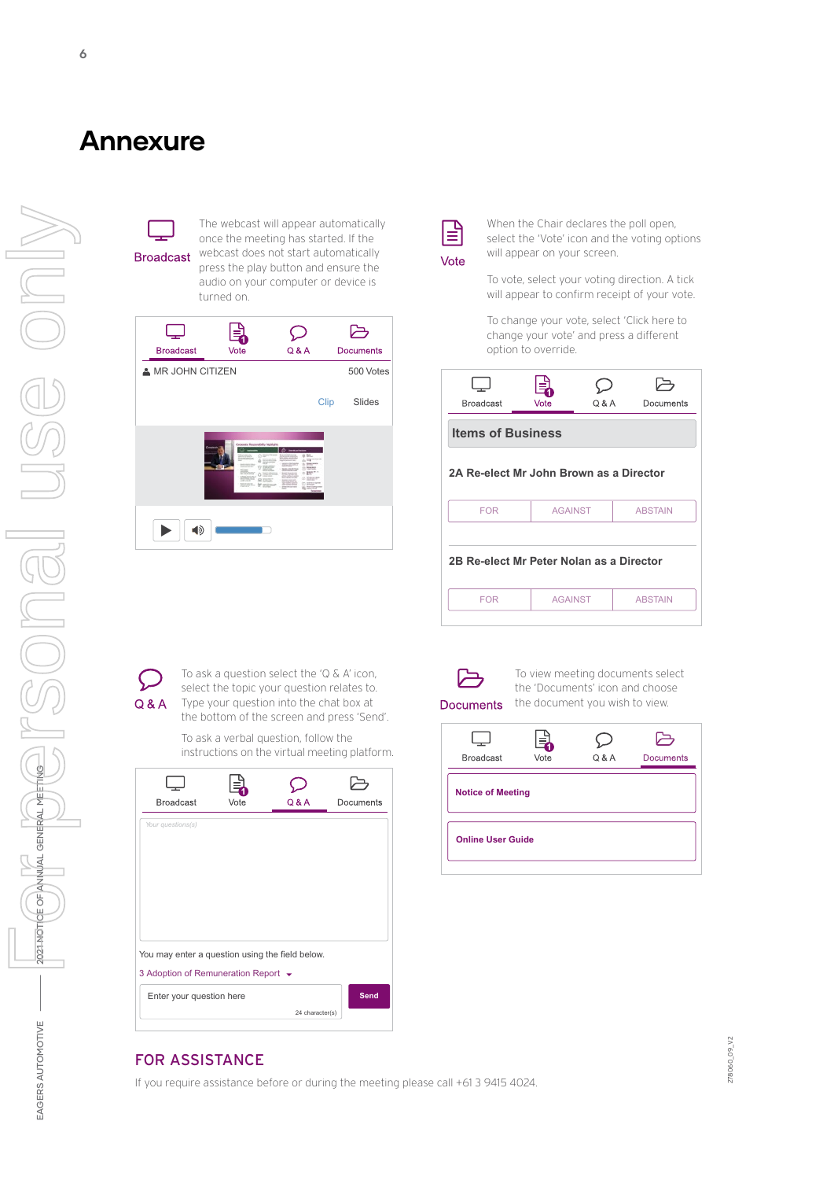# Annexure

**Broadcast**

The webcast will appear automatically once the meeting has started. If the webcast does not start automatically press the play button and ensure the audio on your computer or device is turned on.

**Vote**

When the Chair declares the poll open, select the 'Vote' icon and the voting options will appear on your screen.

To vote, select your voting direction. A tick will appear to confirm receipt of your vote.

To change your vote, select 'Click here to change your vote' and press a different option to override.

**Q & A**

To ask a question select the 'Q & A' icon, select the topic your question relates to. Type your question into the chat box at the bottom of the screen and press 'Send'.

To ask a verbal question, follow the instructions on the virtual meeting platform.

**Documents**

To view meeting documents select the 'Documents' icon and choose the document you wish to view.

## FOR ASSISTANCE

If you require assistance before or during the meeting please call +61 3 9415 4024.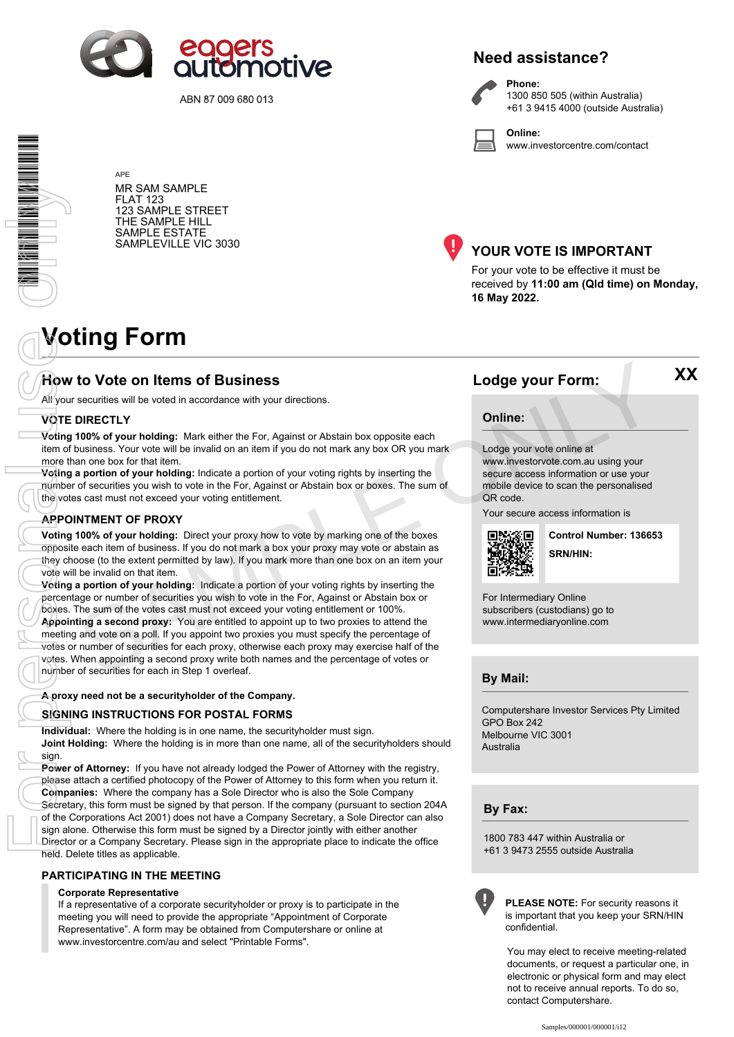eagers automotive

ABN 87 009 680 013

## Need assistance?

**Phone:**
1300 850 505 (within Australia)
+61 3 9415 4000 (outside Australia)

**Online:**
www.investorcentre.com/contact

APE

MR SAM SAMPLE
FLAT 123
123 SAMPLE STREET
THE SAMPLE HILL
SAMPLE ESTATE
SAMPLEVILLE VIC 3030

## YOUR VOTE IS IMPORTANT

For your vote to be effective it must be received by **11:00 am (Qld time) on Monday, 16 May 2022.**

# Voting Form

## How to Vote on Items of Business

All your securities will be voted in accordance with your directions.

### VOTE DIRECTLY

**Voting 100% of your holding:** Mark either the For, Against or Abstain box opposite each item of business. Your vote will be invalid on an item if you do not mark any box OR you mark more than one box for that item.

**Voting a portion of your holding:** Indicate a portion of your voting rights by inserting the number of securities you wish to vote in the For, Against or Abstain box or boxes. The sum of the votes cast must not exceed your voting entitlement.

### APPOINTMENT OF PROXY

**Voting 100% of your holding:** Direct your proxy how to vote by marking one of the boxes opposite each item of business. If you do not mark a box your proxy may vote or abstain as they choose (to the extent permitted by law). If you mark more than one box on an item your vote will be invalid on that item.

**Voting a portion of your holding:** Indicate a portion of your voting rights by inserting the percentage or number of securities you wish to vote in the For, Against or Abstain box or boxes. The sum of the votes cast must not exceed your voting entitlement or 100%.

**Appointing a second proxy:** You are entitled to appoint up to two proxies to attend the meeting and vote on a poll. If you appoint two proxies you must specify the percentage of votes or number of securities for each proxy, otherwise each proxy may exercise half of the votes. When appointing a second proxy write both names and the percentage of votes or number of securities for each in Step 1 overleaf.

**A proxy need not be a securityholder of the Company.**

### SIGNING INSTRUCTIONS FOR POSTAL FORMS

**Individual:** Where the holding is in one name, the securityholder must sign.

**Joint Holding:** Where the holding is in more than one name, all of the securityholders should sign.

**Power of Attorney:** If you have not already lodged the Power of Attorney with the registry, please attach a certified photocopy of the Power of Attorney to this form when you return it.

**Companies:** Where the company has a Sole Director who is also the Sole Company Secretary, this form must be signed by that person. If the company (pursuant to section 204A of the Corporations Act 2001) does not have a Company Secretary, a Sole Director can also sign alone. Otherwise this form must be signed by a Director jointly with either another Director or a Company Secretary. Please sign in the appropriate place to indicate the office held. Delete titles as applicable.

### PARTICIPATING IN THE MEETING

**Corporate Representative**

If a representative of a corporate securityholder or proxy is to participate in the meeting you will need to provide the appropriate "Appointment of Corporate Representative". A form may be obtained from Computershare or online at www.investorcentre.com/au and select "Printable Forms".

## Lodge your Form:

XX

### Online:

Lodge your vote online at www.investorvote.com.au using your secure access information or use your mobile device to scan the personalised QR code.

Your secure access information is

**Control Number: 136653**

**SRN/HIN:**

For Intermediary Online subscribers (custodians) go to www.intermediaryonline.com

### By Mail:

Computershare Investor Services Pty Limited
GPO Box 242
Melbourne VIC 3001
Australia

### By Fax:

1800 783 447 within Australia or
+61 3 9473 2555 outside Australia

**PLEASE NOTE:** For security reasons it is important that you keep your SRN/HIN confidential.

You may elect to receive meeting-related documents, or request a particular one, in electronic or physical form and may elect not to receive annual reports. To do so, contact Computershare.

Samples/000001/000001/i12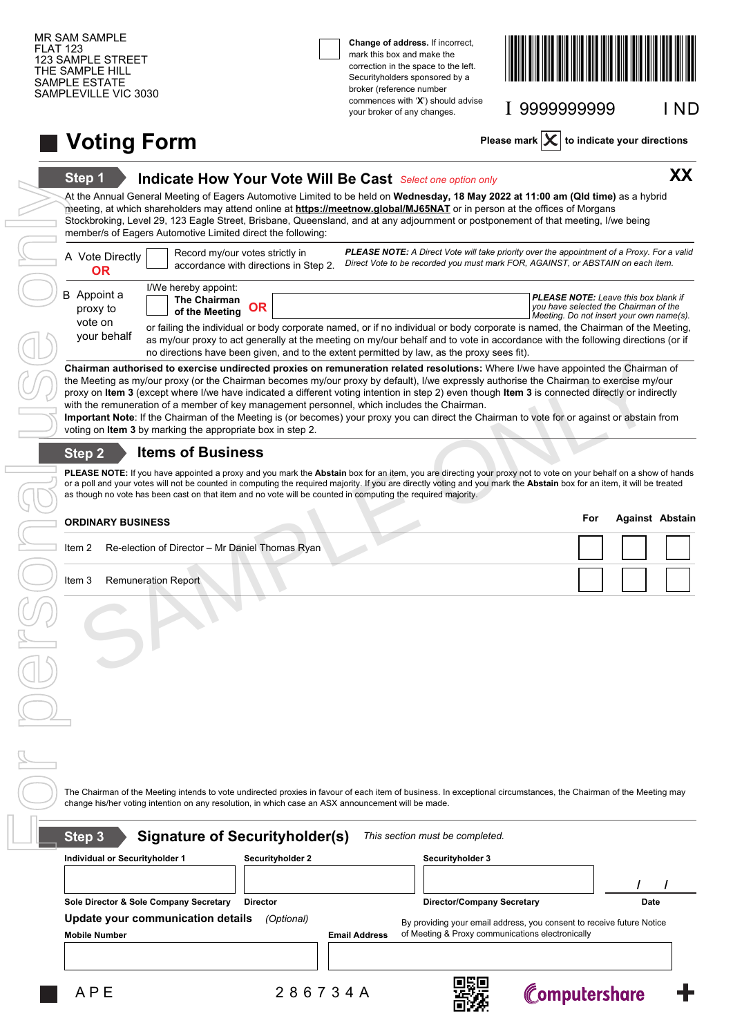MR SAM SAMPLE
FLAT 123
123 SAMPLE STREET
THE SAMPLE HILL
SAMPLE ESTATE
SAMPLEVILLE VIC 3030

☐ **Change of address.** If incorrect, mark this box and make the correction in the space to the left. Securityholders sponsored by a broker (reference number commences with '**X**') should advise your broker of any changes.

I 9999999999 I ND

# Voting Form

**Please mark ☒ to indicate your directions**

## Step 1 Indicate How Your Vote Will Be Cast *Select one option only*

**XX**

At the Annual General Meeting of Eagers Automotive Limited to be held on **Wednesday, 18 May 2022 at 11:00 am (Qld time)** as a hybrid meeting, at which shareholders may attend online at **https://meetnow.global/MJ65NAT** or in person at the offices of Morgans Stockbroking, Level 29, 123 Eagle Street, Brisbane, Queensland, and at any adjournment or postponement of that meeting, I/we being member/s of Eagers Automotive Limited direct the following:

A Vote Directly ☐ Record my/our votes strictly in accordance with directions in Step 2.

***PLEASE NOTE:** A Direct Vote will take priority over the appointment of a Proxy. For a valid Direct Vote to be recorded you must mark FOR, AGAINST, or ABSTAIN on each item.*

**OR**

B Appoint a proxy to vote on your behalf

I/We hereby appoint:

☐ **The Chairman of the Meeting** **OR** ________________

***PLEASE NOTE:** Leave this box blank if you have selected the Chairman of the Meeting. Do not insert your own name(s).*

or failing the individual or body corporate named, or if no individual or body corporate is named, the Chairman of the Meeting, as my/our proxy to act generally at the meeting on my/our behalf and to vote in accordance with the following directions (or if no directions have been given, and to the extent permitted by law, as the proxy sees fit).

**Chairman authorised to exercise undirected proxies on remuneration related resolutions:** Where I/we have appointed the Chairman of the Meeting as my/our proxy (or the Chairman becomes my/our proxy by default), I/we expressly authorise the Chairman to exercise my/our proxy on **Item 3** (except where I/we have indicated a different voting intention in step 2) even though **Item 3** is connected directly or indirectly with the remuneration of a member of key management personnel, which includes the Chairman.

**Important Note**: If the Chairman of the Meeting is (or becomes) your proxy you can direct the Chairman to vote for or against or abstain from voting on **Item 3** by marking the appropriate box in step 2.

## Step 2 Items of Business

**PLEASE NOTE:** If you have appointed a proxy and you mark the **Abstain** box for an item, you are directing your proxy not to vote on your behalf on a show of hands or a poll and your votes will not be counted in computing the required majority. If you are directly voting and you mark the **Abstain** box for an item, it will be treated as though no vote has been cast on that item and no vote will be counted in computing the required majority.

| ORDINARY BUSINESS | For | Against | Abstain |
|---|---|---|---|
| Item 2 Re-election of Director – Mr Daniel Thomas Ryan | ☐ | ☐ | ☐ |
| Item 3 Remuneration Report | ☐ | ☐ | ☐ |

The Chairman of the Meeting intends to vote undirected proxies in favour of each item of business. In exceptional circumstances, the Chairman of the Meeting may change his/her voting intention on any resolution, in which case an ASX announcement will be made.

## Step 3 Signature of Securityholder(s) *This section must be completed.*

| Individual or Securityholder 1 | Securityholder 2 | Securityholder 3 | |
|---|---|---|---|
| | | | / / |
| Sole Director & Sole Company Secretary | Director | Director/Company Secretary | Date |

**Update your communication details** *(Optional)*

By providing your email address, you consent to receive future Notice of Meeting & Proxy communications electronically

| Mobile Number | Email Address |
|---|---|
| | |

A P E 2 8 6 7 3 4 A

Computershare